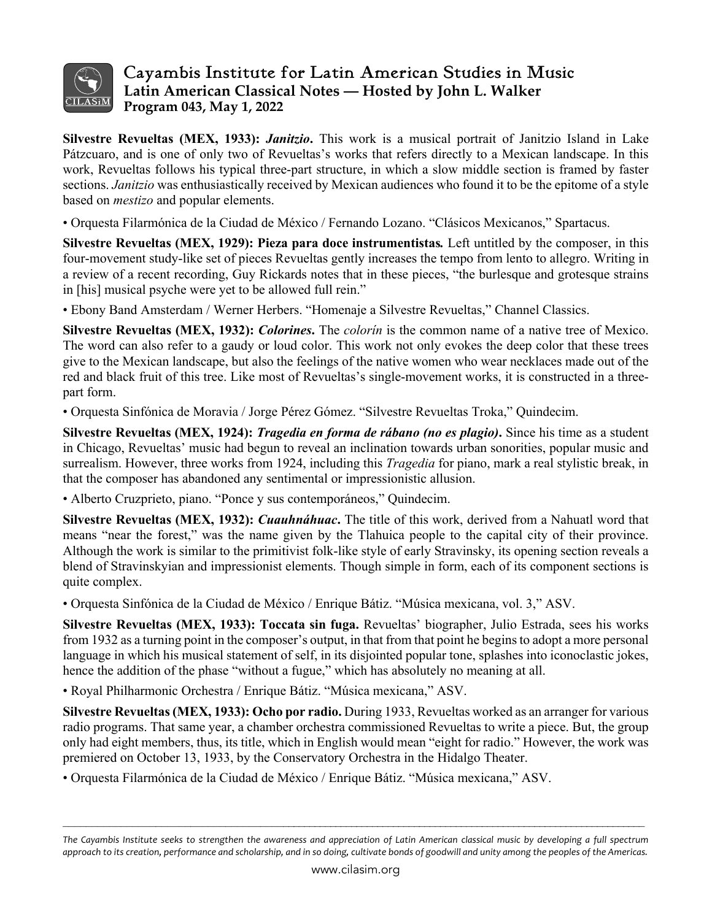# Cayambis Institute for Latin American Studies in Music

**Latin American Classical Notes — Hosted by John L. Walker**
**Program 043, May 1, 2022**

**Silvestre Revueltas (MEX, 1933): *Janitzio*.** This work is a musical portrait of Janitzio Island in Lake Pátzcuaro, and is one of only two of Revueltas's works that refers directly to a Mexican landscape. In this work, Revueltas follows his typical three-part structure, in which a slow middle section is framed by faster sections. *Janitzio* was enthusiastically received by Mexican audiences who found it to be the epitome of a style based on *mestizo* and popular elements.

• Orquesta Filarmónica de la Ciudad de México / Fernando Lozano. "Clásicos Mexicanos," Spartacus.

**Silvestre Revueltas (MEX, 1929): Pieza para doce instrumentistas.** Left untitled by the composer, in this four-movement study-like set of pieces Revueltas gently increases the tempo from lento to allegro. Writing in a review of a recent recording, Guy Rickards notes that in these pieces, "the burlesque and grotesque strains in [his] musical psyche were yet to be allowed full rein."

• Ebony Band Amsterdam / Werner Herbers. "Homenaje a Silvestre Revueltas," Channel Classics.

**Silvestre Revueltas (MEX, 1932): *Colorines*.** The *colorín* is the common name of a native tree of Mexico. The word can also refer to a gaudy or loud color. This work not only evokes the deep color that these trees give to the Mexican landscape, but also the feelings of the native women who wear necklaces made out of the red and black fruit of this tree. Like most of Revueltas's single-movement works, it is constructed in a three-part form.

• Orquesta Sinfónica de Moravia / Jorge Pérez Gómez. "Silvestre Revueltas Troka," Quindecim.

**Silvestre Revueltas (MEX, 1924): *Tragedia en forma de rábano (no es plagio)*.** Since his time as a student in Chicago, Revueltas' music had begun to reveal an inclination towards urban sonorities, popular music and surrealism. However, three works from 1924, including this *Tragedia* for piano, mark a real stylistic break, in that the composer has abandoned any sentimental or impressionistic allusion.

• Alberto Cruzprieto, piano. "Ponce y sus contemporáneos," Quindecim.

**Silvestre Revueltas (MEX, 1932): *Cuauhnáhuac*.** The title of this work, derived from a Nahuatl word that means "near the forest," was the name given by the Tlahuica people to the capital city of their province. Although the work is similar to the primitivist folk-like style of early Stravinsky, its opening section reveals a blend of Stravinskyian and impressionist elements. Though simple in form, each of its component sections is quite complex.

• Orquesta Sinfónica de la Ciudad de México / Enrique Bátiz. "Música mexicana, vol. 3," ASV.

**Silvestre Revueltas (MEX, 1933): Toccata sin fuga.** Revueltas' biographer, Julio Estrada, sees his works from 1932 as a turning point in the composer's output, in that from that point he begins to adopt a more personal language in which his musical statement of self, in its disjointed popular tone, splashes into iconoclastic jokes, hence the addition of the phase "without a fugue," which has absolutely no meaning at all.

• Royal Philharmonic Orchestra / Enrique Bátiz. "Música mexicana," ASV.

**Silvestre Revueltas (MEX, 1933): Ocho por radio.** During 1933, Revueltas worked as an arranger for various radio programs. That same year, a chamber orchestra commissioned Revueltas to write a piece. But, the group only had eight members, thus, its title, which in English would mean "eight for radio." However, the work was premiered on October 13, 1933, by the Conservatory Orchestra in the Hidalgo Theater.

• Orquesta Filarmónica de la Ciudad de México / Enrique Bátiz. "Música mexicana," ASV.

---

*The Cayambis Institute seeks to strengthen the awareness and appreciation of Latin American classical music by developing a full spectrum approach to its creation, performance and scholarship, and in so doing, cultivate bonds of goodwill and unity among the peoples of the Americas.*

www.cilasim.org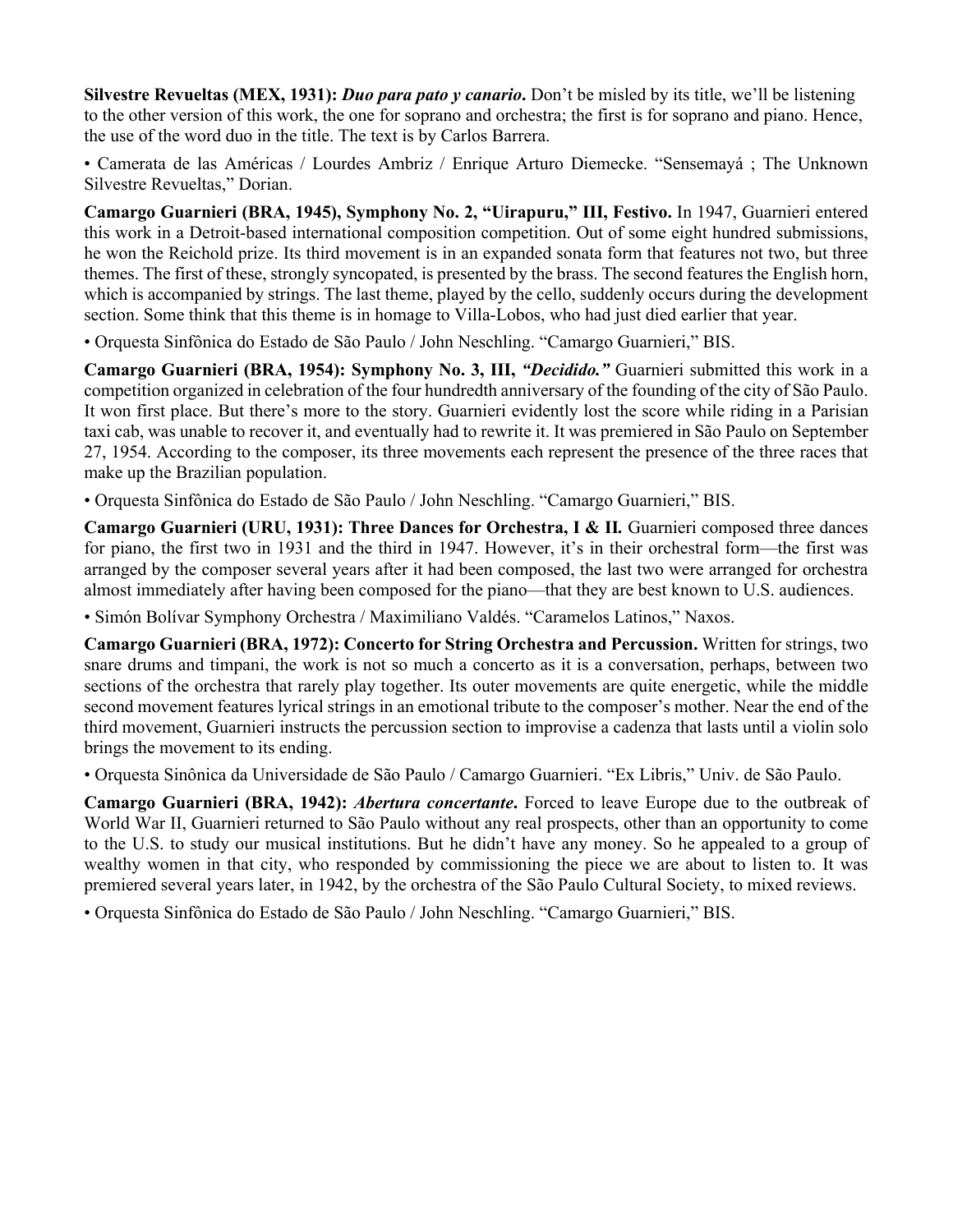**Silvestre Revueltas (MEX, 1931):** ***Duo para pato y canario*****.** Don't be misled by its title, we'll be listening to the other version of this work, the one for soprano and orchestra; the first is for soprano and piano. Hence, the use of the word duo in the title. The text is by Carlos Barrera.

• Camerata de las Américas / Lourdes Ambriz / Enrique Arturo Diemecke. "Sensemayá ; The Unknown Silvestre Revueltas," Dorian.

**Camargo Guarnieri (BRA, 1945), Symphony No. 2, "Uirapuru," III, Festivo.** In 1947, Guarnieri entered this work in a Detroit-based international composition competition. Out of some eight hundred submissions, he won the Reichold prize. Its third movement is in an expanded sonata form that features not two, but three themes. The first of these, strongly syncopated, is presented by the brass. The second features the English horn, which is accompanied by strings. The last theme, played by the cello, suddenly occurs during the development section. Some think that this theme is in homage to Villa-Lobos, who had just died earlier that year.

• Orquesta Sinfônica do Estado de São Paulo / John Neschling. "Camargo Guarnieri," BIS.

**Camargo Guarnieri (BRA, 1954): Symphony No. 3, III,** ***"Decidido."*** Guarnieri submitted this work in a competition organized in celebration of the four hundredth anniversary of the founding of the city of São Paulo. It won first place. But there's more to the story. Guarnieri evidently lost the score while riding in a Parisian taxi cab, was unable to recover it, and eventually had to rewrite it. It was premiered in São Paulo on September 27, 1954. According to the composer, its three movements each represent the presence of the three races that make up the Brazilian population.

• Orquesta Sinfônica do Estado de São Paulo / John Neschling. "Camargo Guarnieri," BIS.

**Camargo Guarnieri (URU, 1931): Three Dances for Orchestra, I & II.** Guarnieri composed three dances for piano, the first two in 1931 and the third in 1947. However, it's in their orchestral form—the first was arranged by the composer several years after it had been composed, the last two were arranged for orchestra almost immediately after having been composed for the piano—that they are best known to U.S. audiences.

• Simón Bolívar Symphony Orchestra / Maximiliano Valdés. "Caramelos Latinos," Naxos.

**Camargo Guarnieri (BRA, 1972): Concerto for String Orchestra and Percussion.** Written for strings, two snare drums and timpani, the work is not so much a concerto as it is a conversation, perhaps, between two sections of the orchestra that rarely play together. Its outer movements are quite energetic, while the middle second movement features lyrical strings in an emotional tribute to the composer's mother. Near the end of the third movement, Guarnieri instructs the percussion section to improvise a cadenza that lasts until a violin solo brings the movement to its ending.

• Orquesta Sinônica da Universidade de São Paulo / Camargo Guarnieri. "Ex Libris," Univ. de São Paulo.

**Camargo Guarnieri (BRA, 1942):** ***Abertura concertante*****.** Forced to leave Europe due to the outbreak of World War II, Guarnieri returned to São Paulo without any real prospects, other than an opportunity to come to the U.S. to study our musical institutions. But he didn't have any money. So he appealed to a group of wealthy women in that city, who responded by commissioning the piece we are about to listen to. It was premiered several years later, in 1942, by the orchestra of the São Paulo Cultural Society, to mixed reviews.

• Orquesta Sinfônica do Estado de São Paulo / John Neschling. "Camargo Guarnieri," BIS.